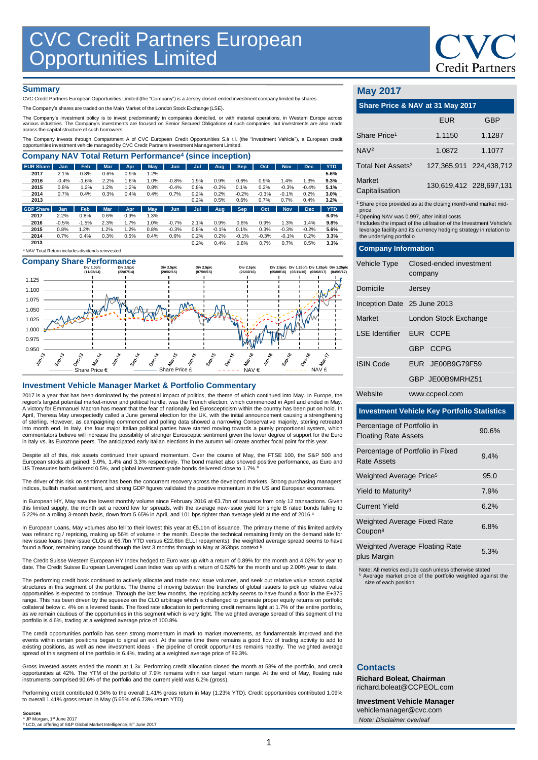# CVC Credit Partners European Opportunities Limited

## Summary

CVC Credit Partners European Opportunities Limited (the "Company") is a Jersey closed-ended investment company limited by shares.

The Company's shares are traded on the Main Market of the London Stock Exchange (LSE).

The Company's investment policy is to invest predominantly in companies domiciled, or with material operations, in Western Europe across various industries. The Company's investments are focused on Senior Secured Obligations of such companies, but investments are also made across the capital structure of such borrowers.

The Company invests through Compartment A of CVC European Credit Opportunities S.à r.l. (the "Investment Vehicle"), a European credit opportunities investment vehicle managed by CVC Credit Partners Investment Management Limited.

## Company NAV Total Return Performance[4] (since inception)

| EUR Share | Jan | Feb | Mar | Apr | May | Jun | Jul | Aug | Sep | Oct | Nov | Dec | YTD |
|---|---|---|---|---|---|---|---|---|---|---|---|---|---|
| 2017 | 2.1% | 0.8% | 0.6% | 0.9% | 1.2% | | | | | | | | 5.6% |
| 2016 | -0.4% | -1.6% | 2.2% | 1.6% | 1.0% | -0.8% | 1.9% | 0.9% | 0.6% | 0.9% | 1.4% | 1.3% | 9.3% |
| 2015 | 0.8% | 1.2% | 1.2% | 1.2% | 0.8% | -0.4% | 0.8% | -0.2% | 0.1% | 0.2% | -0.3% | -0.4% | 5.1% |
| 2014 | 0.7% | 0.4% | 0.3% | 0.4% | 0.4% | 0.7% | 0.2% | 0.2% | -0.2% | -0.3% | -0.1% | 0.2% | 3.0% |
| 2013 | | | | | | | 0.2% | 0.5% | 0.6% | 0.7% | 0.7% | 0.4% | 3.2% |

| GBP Share | Jan | Feb | Mar | Apr | May | Jun | Jul | Aug | Sep | Oct | Nov | Dec | YTD |
|---|---|---|---|---|---|---|---|---|---|---|---|---|---|
| 2017 | 2.2% | 0.8% | 0.6% | 0.9% | 1.3% | | | | | | | | 6.0% |
| 2016 | -0.5% | -1.5% | 2.3% | 1.7% | 1.0% | -0.7% | 2.1% | 0.9% | 0.6% | 0.9% | 1.3% | 1.4% | 9.8% |
| 2015 | 0.8% | 1.2% | 1.2% | 1.2% | 0.8% | -0.3% | 0.8% | -0.1% | 0.1% | 0.3% | -0.3% | -0.2% | 5.6% |
| 2014 | 0.7% | 0.4% | 0.3% | 0.5% | 0.4% | 0.6% | 0.2% | 0.2% | -0.1% | -0.3% | -0.1% | 0.2% | 3.3% |
| 2013 | | | | | | | 0.2% | 0.4% | 0.8% | 0.7% | 0.7% | 0.5% | 3.3% |

[4] NAV Total Return includes dividends reinvested

## Company Share Performance

Div 1.0p/c (11/02/14); Div 2.5p/c (22/07/14); Div 2.5p/c (20/02/15); Div 2.5p/c (07/08/15); Div 2.5p/c (26/02/16); Div 2.5p/c (05/08/16); Div 1.25p/c (03/11/16); Div 1.25p/c (02/02/17); Div 1.25p/c (04/05/17)

Share Price € — Share Price £ — NAV € — NAV £

## Investment Vehicle Manager Market & Portfolio Commentary

2017 is a year that has been dominated by the potential impact of politics, the theme of which continued into May. In Europe, the region's largest potential market-mover and political hurdle, was the French election, which commenced in April and ended in May. A victory for Emmanuel Macron has meant that the fear of nationally led Euroscepticism within the country has been put on hold. In April, Theresa May unexpectedly called a June general election for the UK, with the initial announcement causing a strengthening of sterling. However, as campaigning commenced and polling data showed a narrowing Conservative majority, sterling retreated into month end. In Italy, the four major Italian political parties have started moving towards a purely proportional system, which commentators believe will increase the possibility of stronger Eurosceptic sentiment given the lower degree of support for the Euro in Italy vs. its Eurozone peers. The anticipated early Italian elections in the autumn will create another focal point for this year.

Despite all of this, risk assets continued their upward momentum. Over the course of May, the FTSE 100, the S&P 500 and European stocks all gained: 5.0%, 1.4% and 3.3% respectively. The bond market also showed positive performance, as Euro and US Treasuries both delivered 0.5%, and global investment-grade bonds delivered close to 1.7%.[a]

The driver of this risk on sentiment has been the concurrent recovery across the developed markets. Strong purchasing managers' indices, bullish market sentiment, and strong GDP figures validated the positive momentum in the US and European economies.

In European HY, May saw the lowest monthly volume since February 2016 at €3.7bn of issuance from only 12 transactions. Given this limited supply, the month set a record low for spreads, with the average new-issue yield for single B rated bonds falling to 5.22% on a rolling 3-month basis, down from 5.65% in April, and 101 bps tighter than average yield at the end of 2016.[b]

In European Loans, May volumes also fell to their lowest this year at €5.1bn of issuance. The primary theme of this limited activity was refinancing / repricing, making up 56% of volume in the month. Despite the technical remaining firmly on the demand side for new issue loans (new issue CLOs at €6.7bn YTD versus €22.6bn ELLI repayments), the weighted average spread seems to have found a floor, remaining range bound though the last 3 months through to May at 363bps context.[b]

The Credit Suisse Western European HY Index hedged to Euro was up with a return of 0.89% for the month and 4.02% for year to date. The Credit Suisse European Leveraged Loan Index was up with a return of 0.52% for the month and up 2.00% year to date.

The performing credit book continued to actively allocate and trade new issue volumes, and seek out relative value across capital structures in this segment of the portfolio. The theme of moving between the tranches of global issuers to pick up relative value opportunities is expected to continue. Through the last few months, the repricing activity seems to have found a floor in the E+375 range. This has been driven by the squeeze on the CLO arbitrage which is challenged to generate proper equity returns on portfolio collateral below c. 4% on a levered basis. The fixed rate allocation to performing credit remains light at 1.7% of the entire portfolio, as we remain cautious of the opportunities in this segment which is very tight. The weighted average spread of this segment of the portfolio is 4.6%, trading at a weighted average price of 100.8%.

The credit opportunities portfolio has seen strong momentum in mark to market movements, as fundamentals improved and the events within certain positions began to signal an exit. At the same time there remains a good flow of trading activity to add to existing positions, as well as new investment ideas - the pipeline of credit opportunities remains healthy. The weighted average spread of this segment of the portfolio is 6.4%, trading at a weighted average price of 89.3%.

Gross invested assets ended the month at 1.3x. Performing credit allocation closed the month at 58% of the portfolio, and credit opportunities at 42%. The YTM of the portfolio of 7.9% remains within our target return range. At the end of May, floating rate instruments comprised 90.6% of the portfolio and the current yield was 6.2% (gross).

Performing credit contributed 0.34% to the overall 1.41% gross return in May (1.23% YTD). Credit opportunities contributed 1.09% to overall 1.41% gross return in May (5.65% of 6.73% return YTD).

**Sources**
[a] JP Morgan, 1st June 2017
[b] LCD, an offering of S&P Global Market Intelligence, 5th June 2017

## May 2017

### Share Price & NAV at 31 May 2017

| | EUR | GBP |
|---|---|---|
| Share Price[1] | 1.1150 | 1.1287 |
| NAV[2] | 1.0872 | 1.1077 |
| Total Net Assets[3] | 127,365,911 | 224,438,712 |
| Market Capitalisation | 130,619,412 | 228,697,131 |

[1] Share price provided as at the closing month-end market mid-price
[2] Opening NAV was 0.997, after initial costs
[3] Includes the impact of the utilisation of the Investment Vehicle's leverage facility and its currency hedging strategy in relation to the underlying portfolio

### Company Information

| | |
|---|---|
| Vehicle Type | Closed-ended investment company |
| Domicile | Jersey |
| Inception Date | 25 June 2013 |
| Market | London Stock Exchange |
| LSE Identifier | EUR CCPE |
| | GBP CCPG |
| ISIN Code | EUR JE00B9G79F59 |
| | GBP JE00B9MRHZ51 |
| Website | www.ccpeol.com |

### Investment Vehicle Key Portfolio Statistics

| | |
|---|---|
| Percentage of Portfolio in Floating Rate Assets | 90.6% |
| Percentage of Portfolio in Fixed Rate Assets | 9.4% |
| Weighted Average Price[5] | 95.0 |
| Yield to Maturity[8] | 7.9% |
| Current Yield | 6.2% |
| Weighted Average Fixed Rate Coupon[8] | 6.8% |
| Weighted Average Floating Rate plus Margin | 5.3% |

Note: All metrics exclude cash unless otherwise stated
[5] Average market price of the portfolio weighted against the size of each position

## Contacts

**Richard Boleat, Chairman**
richard.boleat@CCPEOL.com

**Investment Vehicle Manager**
vehiclemanager@cvc.com

*Note: Disclaimer overleaf*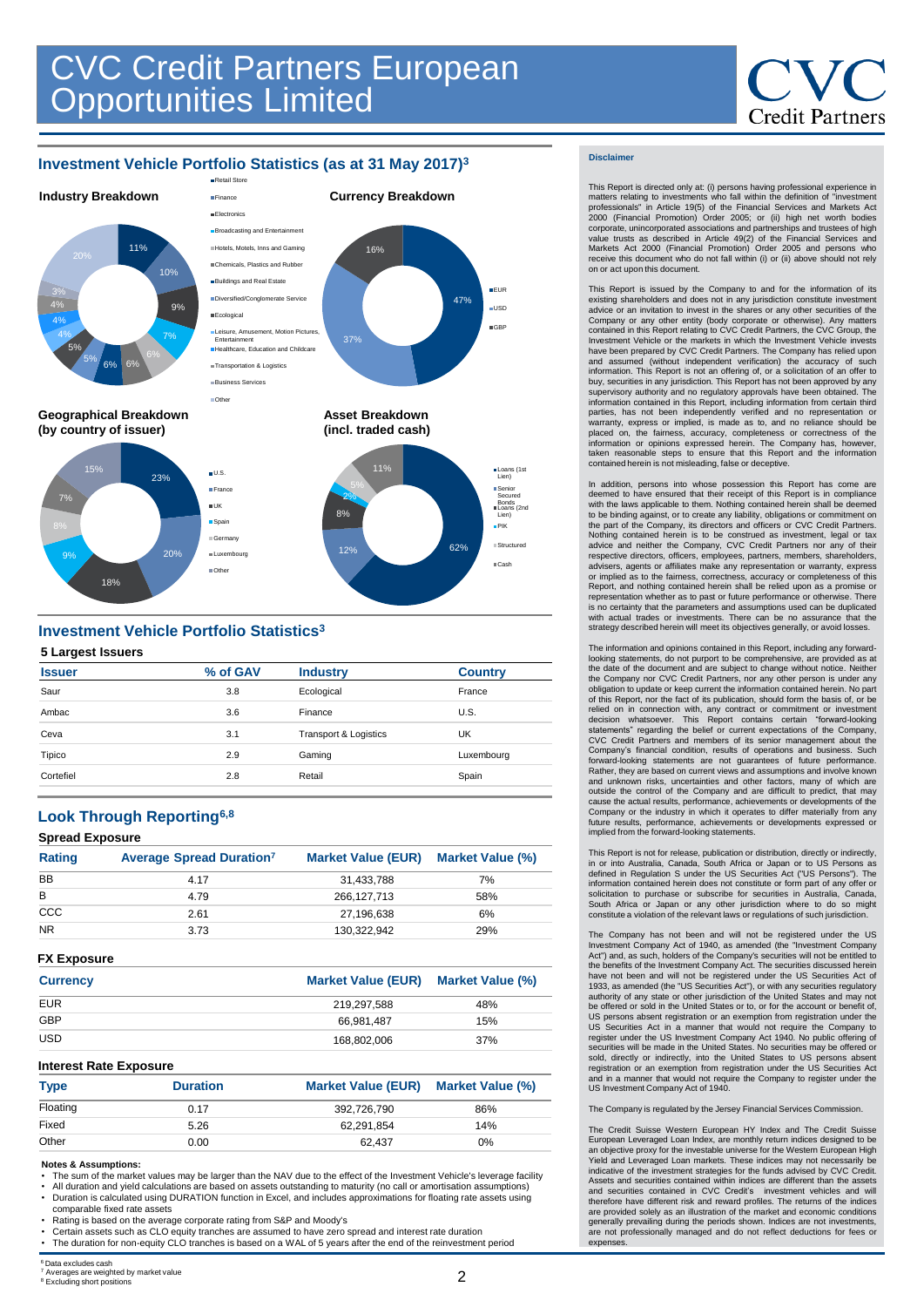# CVC Credit Partners European Opportunities Limited

## Investment Vehicle Portfolio Statistics (as at 31 May 2017)[3]

### Industry Breakdown

11%
10%
9%
7%
6%
6%
6%
5%
5%
4%
4%
4%
3%
20%

- Retail Store
- Finance
- Electronics
- Broadcasting and Entertainment
- Hotels, Motels, Inns and Gaming
- Chemicals, Plastics and Rubber
- Buildings and Real Estate
- Diversified/Conglomerate Service
- Ecological
- Leisure, Amusement, Motion Pictures, Entertainment
- Healthcare, Education and Childcare
- Transportation & Logistics
- Business Services
- Other

### Currency Breakdown

47%
37%
16%

- EUR
- USD
- GBP

### Geographical Breakdown (by country of issuer)

23%
20%
18%
9%
8%
7%
15%

- U.S.
- France
- UK
- Spain
- Germany
- Luxembourg
- Other

### Asset Breakdown (incl. traded cash)

62%
12%
8%
2%
5%
11%

- Loans (1st Lien)
- Senior Secured Bonds
- Loans (2nd Lien)
- PIK
- Structured
- Cash

## Investment Vehicle Portfolio Statistics[3]

### 5 Largest Issuers

| Issuer | % of GAV | Industry | Country |
|---|---|---|---|
| Saur | 3.8 | Ecological | France |
| Ambac | 3.6 | Finance | U.S. |
| Ceva | 3.1 | Transport & Logistics | UK |
| Tipico | 2.9 | Gaming | Luxembourg |
| Cortefiel | 2.8 | Retail | Spain |

## Look Through Reporting[6,8]

### Spread Exposure

| Rating | Average Spread Duration[7] | Market Value (EUR) | Market Value (%) |
|---|---|---|---|
| BB | 4.17 | 31,433,788 | 7% |
| B | 4.79 | 266,127,713 | 58% |
| CCC | 2.61 | 27,196,638 | 6% |
| NR | 3.73 | 130,322,942 | 29% |

### FX Exposure

| Currency | Market Value (EUR) | Market Value (%) |
|---|---|---|
| EUR | 219,297,588 | 48% |
| GBP | 66,981,487 | 15% |
| USD | 168,802,006 | 37% |

### Interest Rate Exposure

| Type | Duration | Market Value (EUR) | Market Value (%) |
|---|---|---|---|
| Floating | 0.17 | 392,726,790 | 86% |
| Fixed | 5.26 | 62,291,854 | 14% |
| Other | 0.00 | 62,437 | 0% |

**Notes & Assumptions:**

- The sum of the market values may be larger than the NAV due to the effect of the Investment Vehicle's leverage facility
- All duration and yield calculations are based on assets outstanding to maturity (no call or amortisation assumptions)
- Duration is calculated using DURATION function in Excel, and includes approximations for floating rate assets using comparable fixed rate assets
- Rating is based on the average corporate rating from S&P and Moody's
- Certain assets such as CLO equity tranches are assumed to have zero spread and interest rate duration
- The duration for non-equity CLO tranches is based on a WAL of 5 years after the end of the reinvestment period

[6] Data excludes cash
[7] Averages are weighted by market value
[8] Excluding short positions

### Disclaimer

This Report is directed only at: (i) persons having professional experience in matters relating to investments who fall within the definition of "investment professionals" in Article 19(5) of the Financial Services and Markets Act 2000 (Financial Promotion) Order 2005; or (ii) high net worth bodies corporate, unincorporated associations and partnerships and trustees of high value trusts as described in Article 49(2) of the Financial Services and Markets Act 2000 (Financial Promotion) Order 2005 and persons who receive this document who do not fall within (i) or (ii) above should not rely on or act upon this document.

This Report is issued by the Company to and for the information of its existing shareholders and does not in any jurisdiction constitute investment advice or an invitation to invest in the shares or any other securities of the Company or any other entity (body corporate or otherwise). Any matters contained in this Report relating to CVC Credit Partners, the CVC Group, the Investment Vehicle or the markets in which the Investment Vehicle invests have been prepared by CVC Credit Partners. The Company has relied upon and assumed (without independent verification) the accuracy of such information. This Report is not an offering of, or a solicitation of an offer to buy, securities in any jurisdiction. This Report has not been approved by any supervisory authority and no regulatory approvals have been obtained. The information contained in this Report, including information from certain third parties, has not been independently verified and no representation or warranty, express or implied, is made as to, and no reliance should be placed on, the fairness, accuracy, completeness or correctness of the information or opinions expressed herein. The Company has, however, taken reasonable steps to ensure that this Report and the information contained herein is not misleading, false or deceptive.

In addition, persons into whose possession this Report has come are deemed to have ensured that their receipt of this Report is in compliance with the laws applicable to them. Nothing contained herein shall be deemed to be binding against, or to create any liability, obligations or commitment on the part of the Company, its directors and officers or CVC Credit Partners. Nothing contained herein is to be construed as investment, legal or tax advice and neither the Company, CVC Credit Partners nor any of their respective directors, officers, employees, partners, members, shareholders, advisers, agents or affiliates make any representation or warranty, express or implied as to the fairness, correctness, accuracy or completeness of this Report, and nothing contained herein shall be relied upon as a promise or representation whether as to past or future performance or otherwise. There is no certainty that the parameters and assumptions used can be duplicated with actual trades or investments. There can be no assurance that the strategy described herein will meet its objectives generally, or avoid losses.

The information and opinions contained in this Report, including any forward-looking statements, do not purport to be comprehensive, are provided as at the date of the document and are subject to change without notice. Neither the Company nor CVC Credit Partners, nor any other person is under any obligation to update or keep current the information contained herein. No part of this Report, nor the fact of its publication, should form the basis of, or be relied on in connection with, any contract or commitment or investment decision whatsoever. This Report contains certain "forward-looking statements" regarding the belief or current expectations of the Company, CVC Credit Partners and members of its senior management about the Company's financial condition, results of operations and business. Such forward-looking statements are not guarantees of future performance. Rather, they are based on current views and assumptions and involve known and unknown risks, uncertainties and other factors, many of which are outside the control of the Company and are difficult to predict, that may cause the actual results, performance, achievements or developments of the Company or the industry in which it operates to differ materially from any future results, performance, achievements or developments expressed or implied from the forward-looking statements.

This Report is not for release, publication or distribution, directly or indirectly, in or into Australia, Canada, South Africa or Japan or to US Persons as defined in Regulation S under the US Securities Act ("US Persons"). The information contained herein does not constitute or form part of any offer or solicitation to purchase or subscribe for securities in Australia, Canada, South Africa or Japan or any other jurisdiction where to do so might constitute a violation of the relevant laws or regulations of such jurisdiction.

The Company has not been and will not be registered under the US Investment Company Act of 1940, as amended (the "Investment Company Act") and, as such, holders of the Company's securities will not be entitled to the benefits of the Investment Company Act. The securities discussed herein have not been and will not be registered under the US Securities Act of 1933, as amended (the "US Securities Act"), or with any securities regulatory authority of any state or other jurisdiction of the United States and may not be offered or sold in the United States or to, or for the account or benefit of, US persons absent registration or an exemption from registration under the US Securities Act in a manner that would not require the Company to register under the US Investment Company Act 1940. No public offering of securities will be made in the United States. No securities may be offered or sold, directly or indirectly, into the United States to US persons absent registration or an exemption from registration under the US Securities Act and in a manner that would not require the Company to register under the US Investment Company Act of 1940.

The Company is regulated by the Jersey Financial Services Commission.

The Credit Suisse Western European HY Index and The Credit Suisse European Leveraged Loan Index, are monthly return indices designed to be an objective proxy for the investable universe for the Western European High Yield and Leveraged Loan markets. These indices may not necessarily be indicative of the investment strategies for the funds advised by CVC Credit. Assets and securities contained within indices are different than the assets and securities contained in CVC Credit's investment vehicles and will therefore have different risk and reward profiles. The returns of the indices are provided solely as an illustration of the market and economic conditions generally prevailing during the periods shown. Indices are not investments, are not professionally managed and do not reflect deductions for fees or expenses.